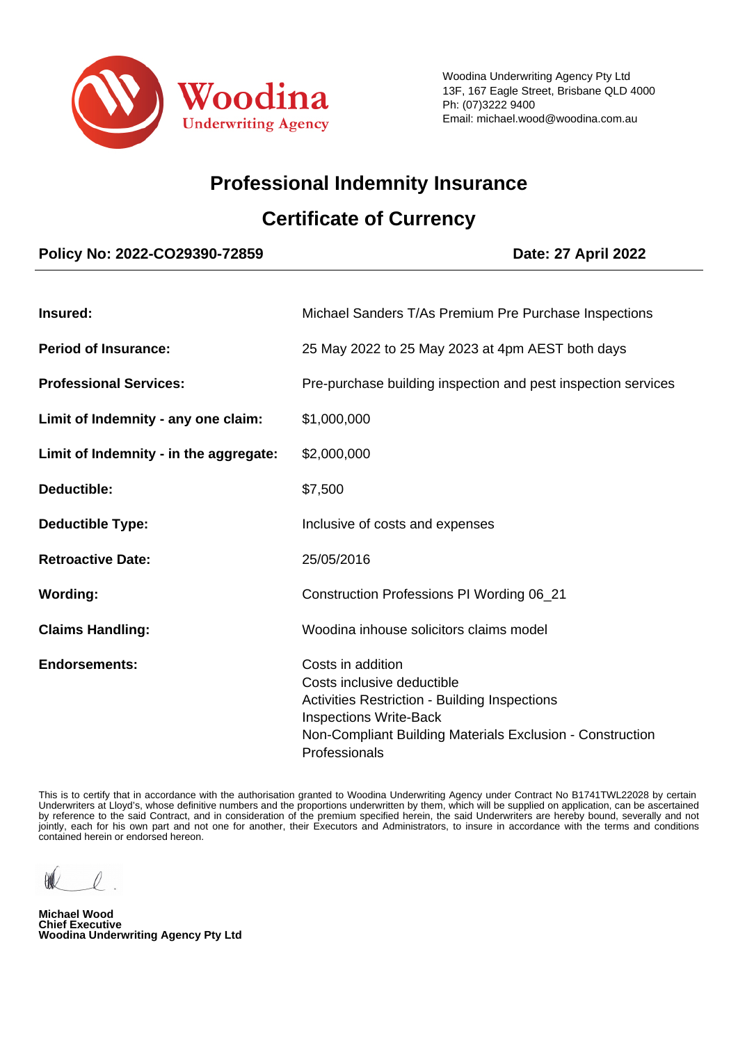Woodina
Underwriting Agency

Woodina Underwriting Agency Pty Ltd
13F, 167 Eagle Street, Brisbane QLD 4000
Ph: (07)3222 9400
Email: michael.wood@woodina.com.au

# Professional Indemnity Insurance

## Certificate of Currency

**Policy No: 2022-CO29390-72859** **Date: 27 April 2022**

| | |
|---|---|
| **Insured:** | Michael Sanders T/As Premium Pre Purchase Inspections |
| **Period of Insurance:** | 25 May 2022 to 25 May 2023 at 4pm AEST both days |
| **Professional Services:** | Pre-purchase building inspection and pest inspection services |
| **Limit of Indemnity - any one claim:** | $1,000,000 |
| **Limit of Indemnity - in the aggregate:** | $2,000,000 |
| **Deductible:** | $7,500 |
| **Deductible Type:** | Inclusive of costs and expenses |
| **Retroactive Date:** | 25/05/2016 |
| **Wording:** | Construction Professions PI Wording 06_21 |
| **Claims Handling:** | Woodina inhouse solicitors claims model |
| **Endorsements:** | Costs in addition<br>Costs inclusive deductible<br>Activities Restriction - Building Inspections<br>Inspections Write-Back<br>Non-Compliant Building Materials Exclusion - Construction Professionals |

This is to certify that in accordance with the authorisation granted to Woodina Underwriting Agency under Contract No B1741TWL22028 by certain Underwriters at Lloyd's, whose definitive numbers and the proportions underwritten by them, which will be supplied on application, can be ascertained by reference to the said Contract, and in consideration of the premium specified herein, the said Underwriters are hereby bound, severally and not jointly, each for his own part and not one for another, their Executors and Administrators, to insure in accordance with the terms and conditions contained herein or endorsed hereon.

**Michael Wood**
**Chief Executive**
**Woodina Underwriting Agency Pty Ltd**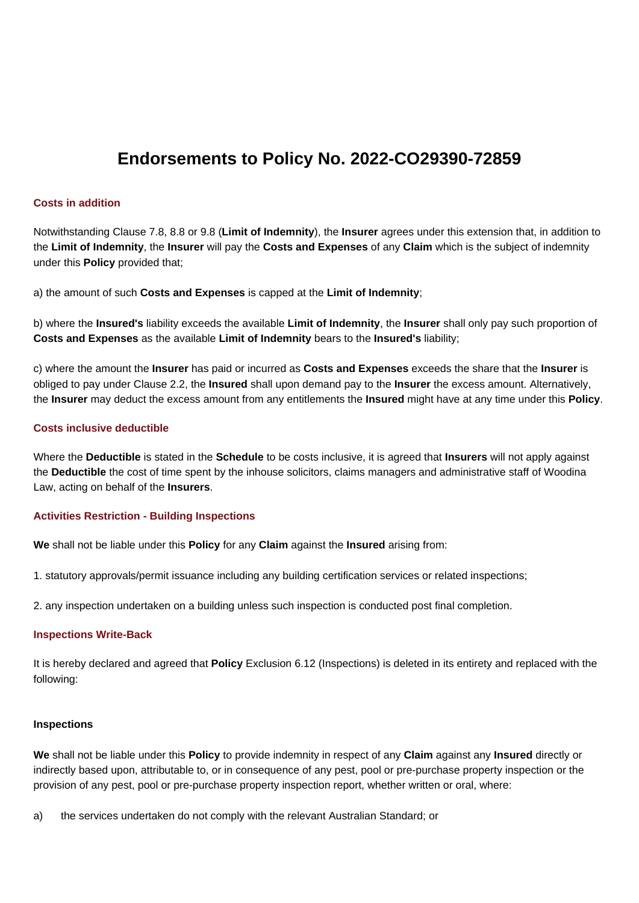# Endorsements to Policy No. 2022-CO29390-72859

### Costs in addition

Notwithstanding Clause 7.8, 8.8 or 9.8 (**Limit of Indemnity**), the **Insurer** agrees under this extension that, in addition to the **Limit of Indemnity**, the **Insurer** will pay the **Costs and Expenses** of any **Claim** which is the subject of indemnity under this **Policy** provided that;

a) the amount of such **Costs and Expenses** is capped at the **Limit of Indemnity**;

b) where the **Insured's** liability exceeds the available **Limit of Indemnity**, the **Insurer** shall only pay such proportion of **Costs and Expenses** as the available **Limit of Indemnity** bears to the **Insured's** liability;

c) where the amount the **Insurer** has paid or incurred as **Costs and Expenses** exceeds the share that the **Insurer** is obliged to pay under Clause 2.2, the **Insured** shall upon demand pay to the **Insurer** the excess amount. Alternatively, the **Insurer** may deduct the excess amount from any entitlements the **Insured** might have at any time under this **Policy**.

### Costs inclusive deductible

Where the **Deductible** is stated in the **Schedule** to be costs inclusive, it is agreed that **Insurers** will not apply against the **Deductible** the cost of time spent by the inhouse solicitors, claims managers and administrative staff of Woodina Law, acting on behalf of the **Insurers**.

### Activities Restriction - Building Inspections

**We** shall not be liable under this **Policy** for any **Claim** against the **Insured** arising from:

1. statutory approvals/permit issuance including any building certification services or related inspections;

2. any inspection undertaken on a building unless such inspection is conducted post final completion.

### Inspections Write-Back

It is hereby declared and agreed that **Policy** Exclusion 6.12 (Inspections) is deleted in its entirety and replaced with the following:

**Inspections**

**We** shall not be liable under this **Policy** to provide indemnity in respect of any **Claim** against any **Insured** directly or indirectly based upon, attributable to, or in consequence of any pest, pool or pre-purchase property inspection or the provision of any pest, pool or pre-purchase property inspection report, whether written or oral, where:

a) the services undertaken do not comply with the relevant Australian Standard; or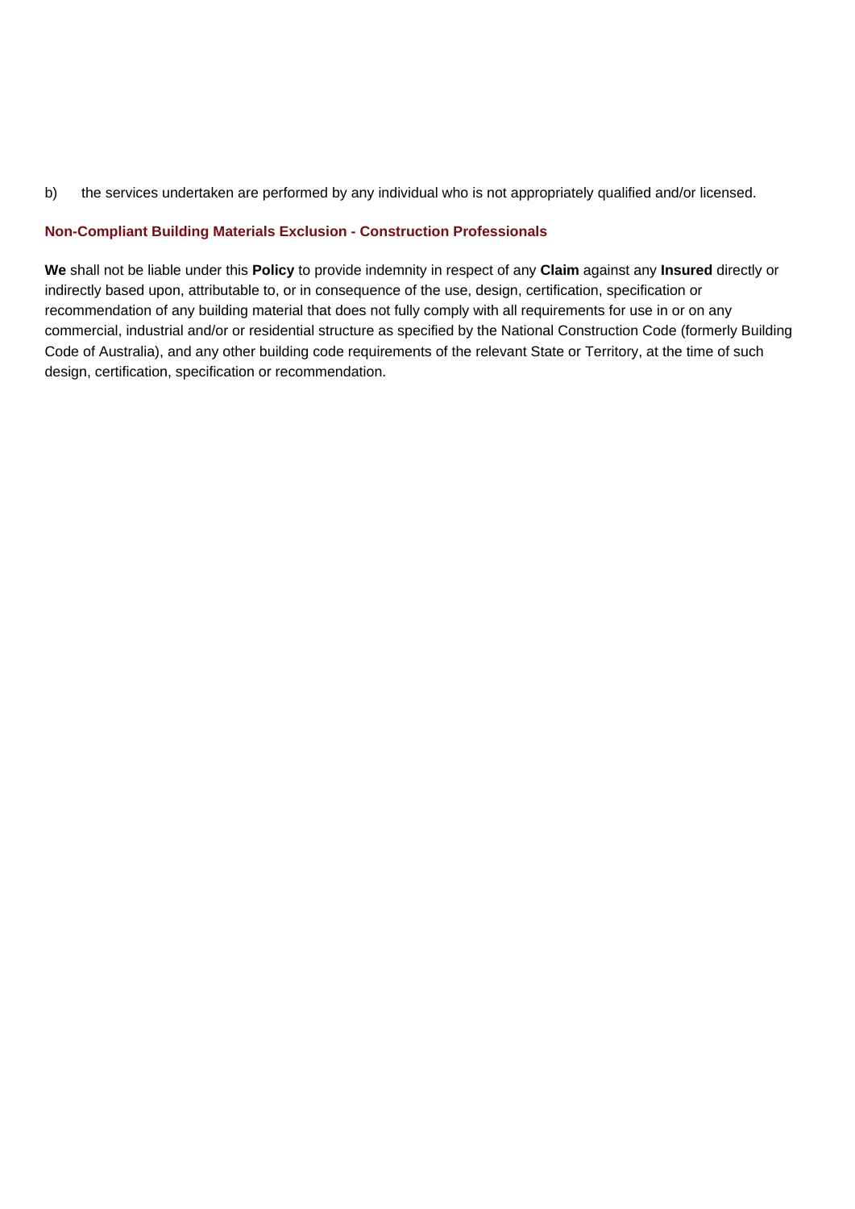b) the services undertaken are performed by any individual who is not appropriately qualified and/or licensed.

### Non-Compliant Building Materials Exclusion - Construction Professionals

**We** shall not be liable under this **Policy** to provide indemnity in respect of any **Claim** against any **Insured** directly or indirectly based upon, attributable to, or in consequence of the use, design, certification, specification or recommendation of any building material that does not fully comply with all requirements for use in or on any commercial, industrial and/or or residential structure as specified by the National Construction Code (formerly Building Code of Australia), and any other building code requirements of the relevant State or Territory, at the time of such design, certification, specification or recommendation.